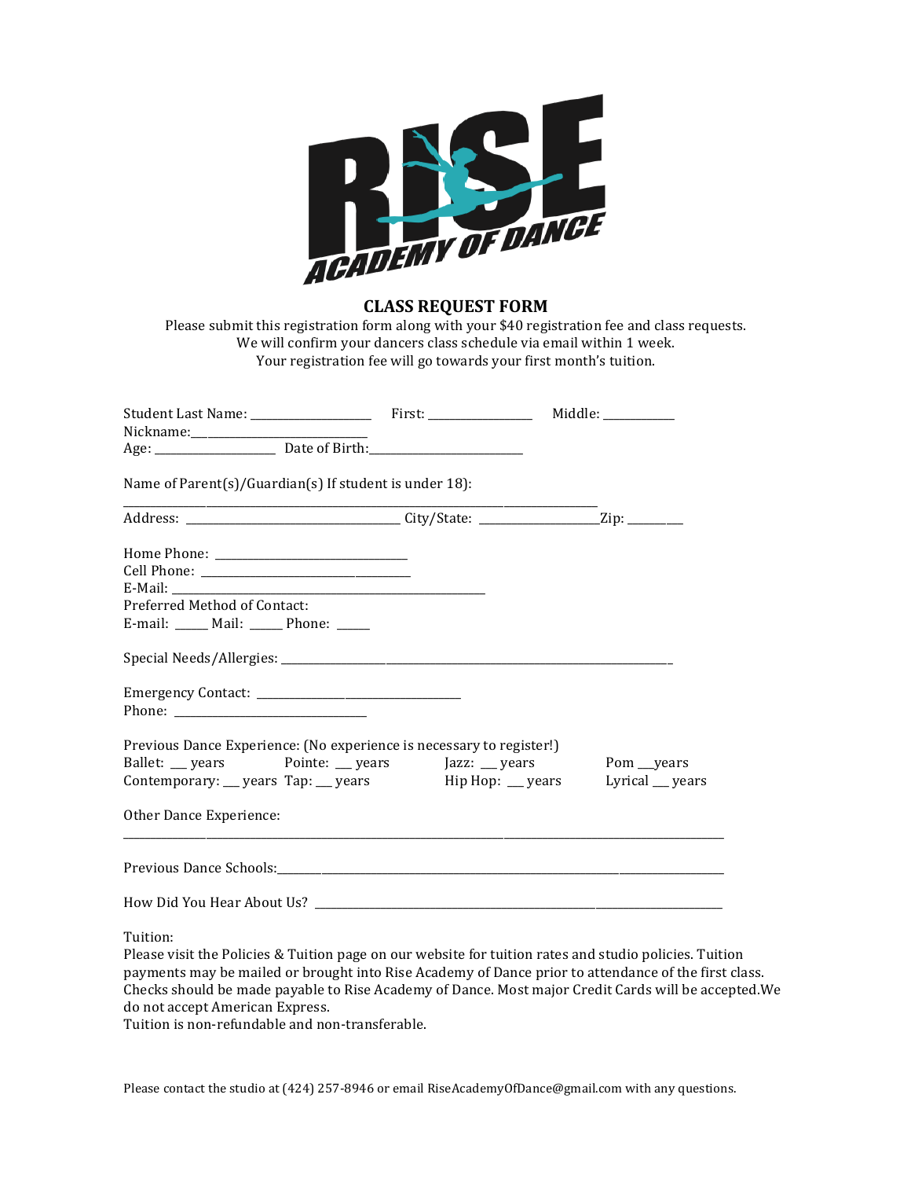RISE ACADEMY OF DANCE

## CLASS REQUEST FORM

Please submit this registration form along with your $40 registration fee and class requests.
We will confirm your dancers class schedule via email within 1 week.
Your registration fee will go towards your first month's tuition.

Student Last Name: ___________________ First: ________________ Middle: ___________
Nickname:___________________________
Age: ___________________ Date of Birth:________________________

Name of Parent(s)/Guardian(s) If student is under 18):

_________________________________________________________________
Address: __________________________________ City/State: ___________________Zip: ________

Home Phone: ______________________________
Cell Phone: ________________________________
E-Mail: ________________________________________________
Preferred Method of Contact:
E-mail: _____ Mail: _____ Phone: _____

Special Needs/Allergies: ________________________________________________________________

Emergency Contact: ________________________________
Phone: ______________________________

Previous Dance Experience: (No experience is necessary to register!)
Ballet: __ years Pointe: __ years Jazz: __ years Pom __years
Contemporary: __ years Tap: __ years Hip Hop: __ years Lyrical __ years

Other Dance Experience:

_____________________________________________________________________________________________

Previous Dance Schools:_____________________________________________________________________

How Did You Hear About Us? _________________________________________________________________

Tuition:
Please visit the Policies & Tuition page on our website for tuition rates and studio policies. Tuition payments may be mailed or brought into Rise Academy of Dance prior to attendance of the first class. Checks should be made payable to Rise Academy of Dance. Most major Credit Cards will be accepted.We do not accept American Express.
Tuition is non-refundable and non-transferable.

Please contact the studio at (424) 257-8946 or email RiseAcademyOfDance@gmail.com with any questions.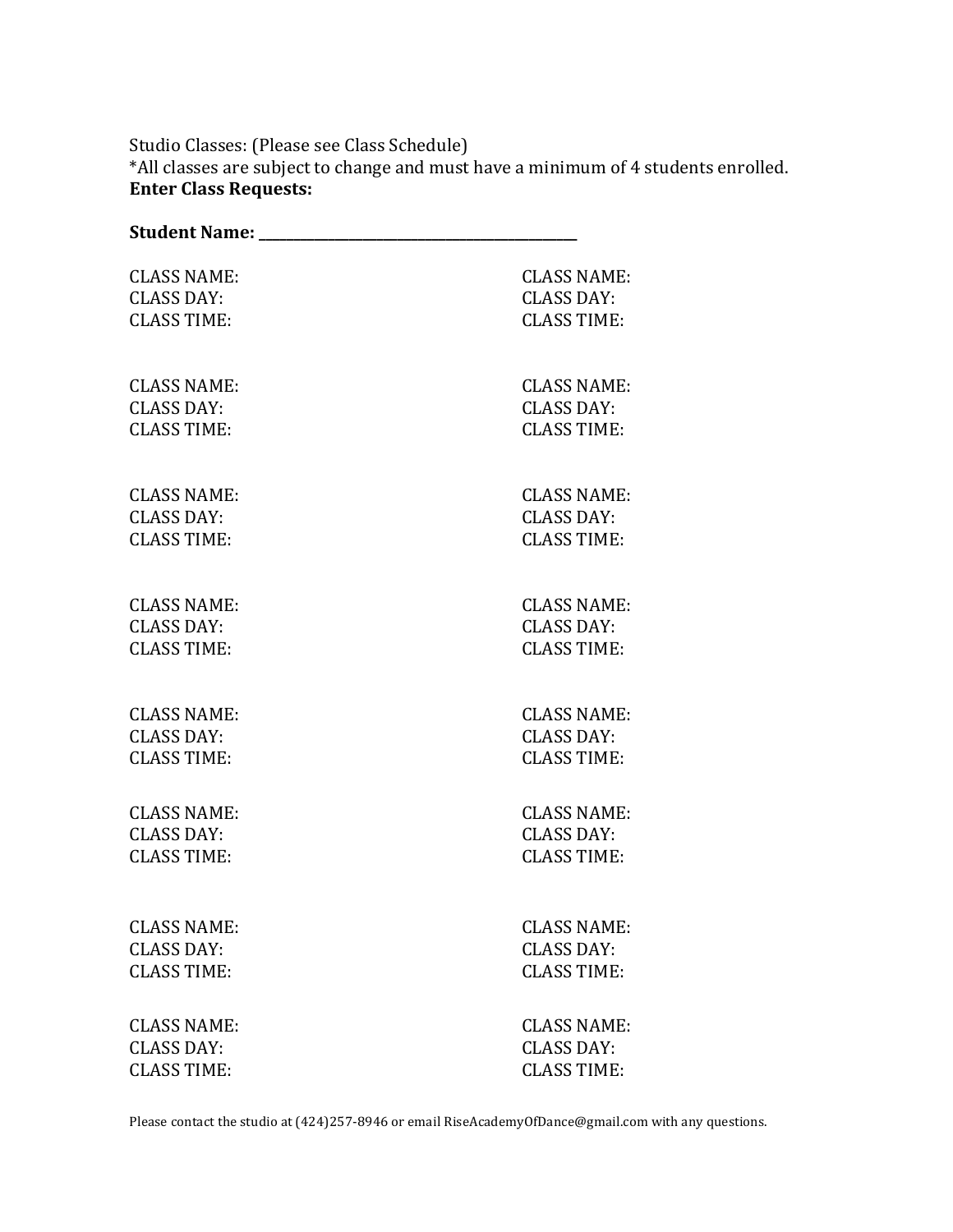Studio Classes: (Please see Class Schedule)
*All classes are subject to change and must have a minimum of 4 students enrolled.
**Enter Class Requests:**

**Student Name: ___________________________________________**

CLASS NAME:
CLASS DAY:
CLASS TIME:

CLASS NAME:
CLASS DAY:
CLASS TIME:

CLASS NAME:
CLASS DAY:
CLASS TIME:

CLASS NAME:
CLASS DAY:
CLASS TIME:

CLASS NAME:
CLASS DAY:
CLASS TIME:

CLASS NAME:
CLASS DAY:
CLASS TIME:

CLASS NAME:
CLASS DAY:
CLASS TIME:

CLASS NAME:
CLASS DAY:
CLASS TIME:

CLASS NAME:
CLASS DAY:
CLASS TIME:

CLASS NAME:
CLASS DAY:
CLASS TIME:

CLASS NAME:
CLASS DAY:
CLASS TIME:

CLASS NAME:
CLASS DAY:
CLASS TIME:

CLASS NAME:
CLASS DAY:
CLASS TIME:

CLASS NAME:
CLASS DAY:
CLASS TIME:

CLASS NAME:
CLASS DAY:
CLASS TIME:

CLASS NAME:
CLASS DAY:
CLASS TIME:

Please contact the studio at (424)257-8946 or email RiseAcademyOfDance@gmail.com with any questions.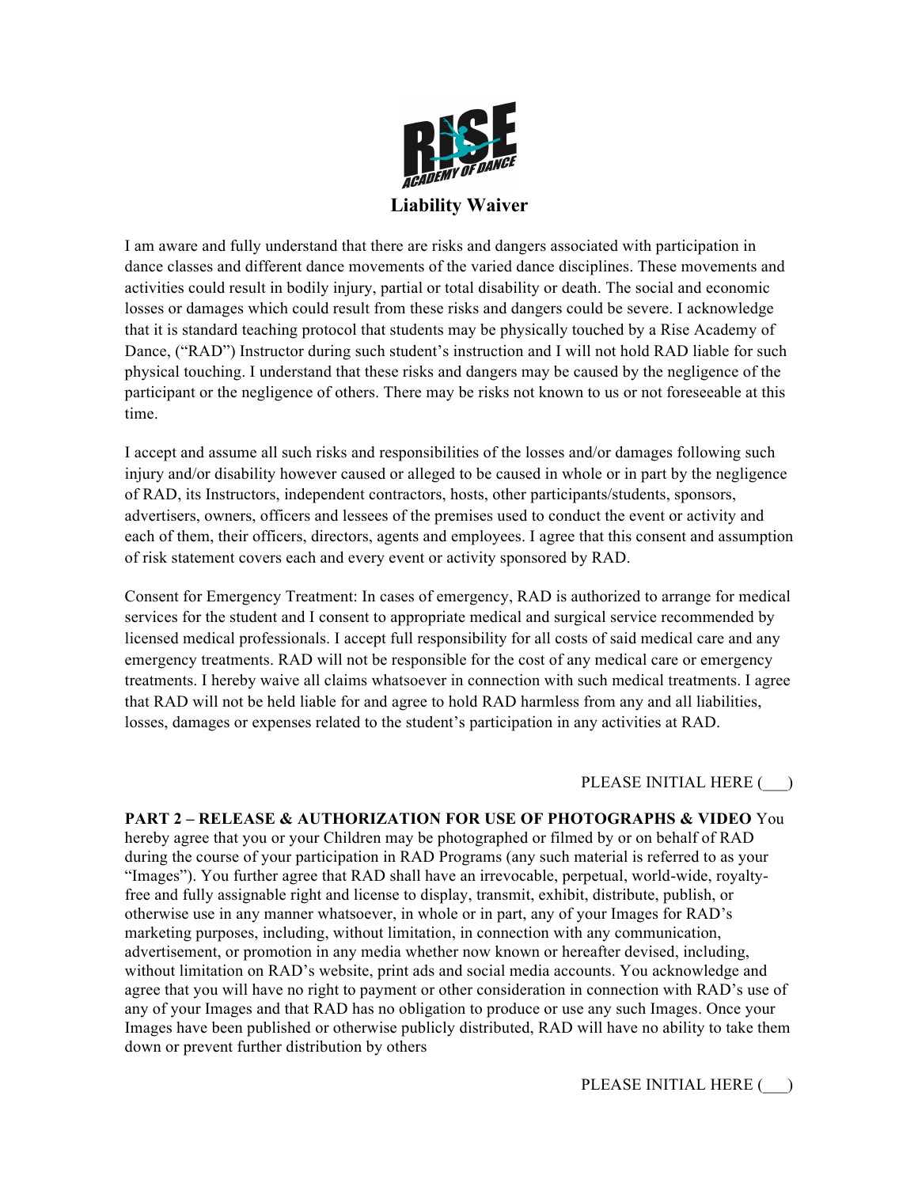# Liability Waiver

I am aware and fully understand that there are risks and dangers associated with participation in dance classes and different dance movements of the varied dance disciplines. These movements and activities could result in bodily injury, partial or total disability or death. The social and economic losses or damages which could result from these risks and dangers could be severe. I acknowledge that it is standard teaching protocol that students may be physically touched by a Rise Academy of Dance, ("RAD") Instructor during such student's instruction and I will not hold RAD liable for such physical touching. I understand that these risks and dangers may be caused by the negligence of the participant or the negligence of others. There may be risks not known to us or not foreseeable at this time.

I accept and assume all such risks and responsibilities of the losses and/or damages following such injury and/or disability however caused or alleged to be caused in whole or in part by the negligence of RAD, its Instructors, independent contractors, hosts, other participants/students, sponsors, advertisers, owners, officers and lessees of the premises used to conduct the event or activity and each of them, their officers, directors, agents and employees. I agree that this consent and assumption of risk statement covers each and every event or activity sponsored by RAD.

Consent for Emergency Treatment: In cases of emergency, RAD is authorized to arrange for medical services for the student and I consent to appropriate medical and surgical service recommended by licensed medical professionals. I accept full responsibility for all costs of said medical care and any emergency treatments. RAD will not be responsible for the cost of any medical care or emergency treatments. I hereby waive all claims whatsoever in connection with such medical treatments. I agree that RAD will not be held liable for and agree to hold RAD harmless from any and all liabilities, losses, damages or expenses related to the student's participation in any activities at RAD.

PLEASE INITIAL HERE (___)

**PART 2 – RELEASE & AUTHORIZATION FOR USE OF PHOTOGRAPHS & VIDEO** You hereby agree that you or your Children may be photographed or filmed by or on behalf of RAD during the course of your participation in RAD Programs (any such material is referred to as your "Images"). You further agree that RAD shall have an irrevocable, perpetual, world-wide, royalty-free and fully assignable right and license to display, transmit, exhibit, distribute, publish, or otherwise use in any manner whatsoever, in whole or in part, any of your Images for RAD's marketing purposes, including, without limitation, in connection with any communication, advertisement, or promotion in any media whether now known or hereafter devised, including, without limitation on RAD's website, print ads and social media accounts. You acknowledge and agree that you will have no right to payment or other consideration in connection with RAD's use of any of your Images and that RAD has no obligation to produce or use any such Images. Once your Images have been published or otherwise publicly distributed, RAD will have no ability to take them down or prevent further distribution by others

PLEASE INITIAL HERE (___)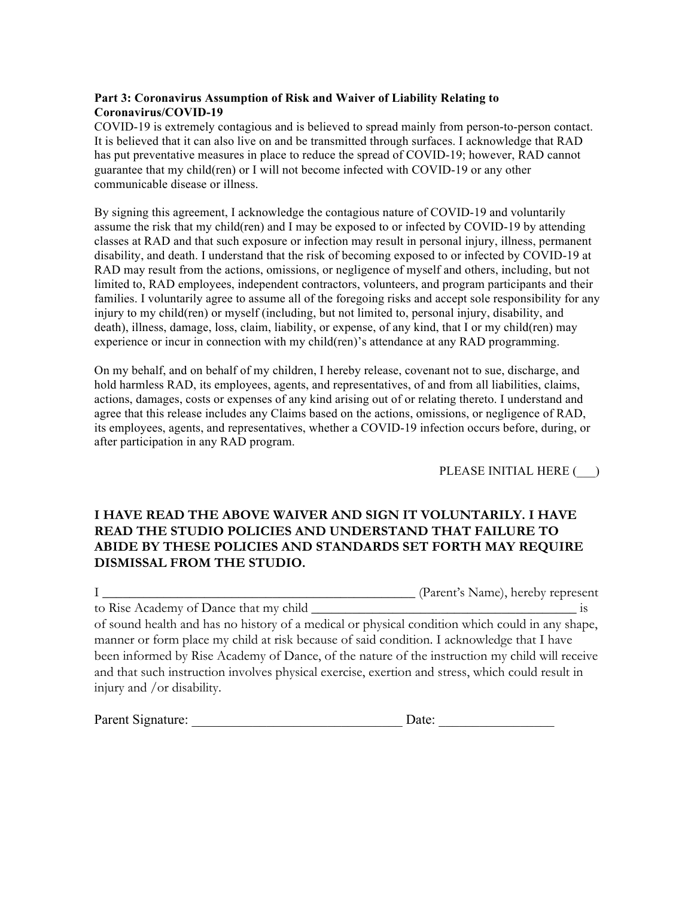**Part 3: Coronavirus Assumption of Risk and Waiver of Liability Relating to Coronavirus/COVID-19**

COVID-19 is extremely contagious and is believed to spread mainly from person-to-person contact. It is believed that it can also live on and be transmitted through surfaces. I acknowledge that RAD has put preventative measures in place to reduce the spread of COVID-19; however, RAD cannot guarantee that my child(ren) or I will not become infected with COVID-19 or any other communicable disease or illness.

By signing this agreement, I acknowledge the contagious nature of COVID-19 and voluntarily assume the risk that my child(ren) and I may be exposed to or infected by COVID-19 by attending classes at RAD and that such exposure or infection may result in personal injury, illness, permanent disability, and death. I understand that the risk of becoming exposed to or infected by COVID-19 at RAD may result from the actions, omissions, or negligence of myself and others, including, but not limited to, RAD employees, independent contractors, volunteers, and program participants and their families. I voluntarily agree to assume all of the foregoing risks and accept sole responsibility for any injury to my child(ren) or myself (including, but not limited to, personal injury, disability, and death), illness, damage, loss, claim, liability, or expense, of any kind, that I or my child(ren) may experience or incur in connection with my child(ren)'s attendance at any RAD programming.

On my behalf, and on behalf of my children, I hereby release, covenant not to sue, discharge, and hold harmless RAD, its employees, agents, and representatives, of and from all liabilities, claims, actions, damages, costs or expenses of any kind arising out of or relating thereto. I understand and agree that this release includes any Claims based on the actions, omissions, or negligence of RAD, its employees, agents, and representatives, whether a COVID-19 infection occurs before, during, or after participation in any RAD program.

PLEASE INITIAL HERE (___)

**I HAVE READ THE ABOVE WAIVER AND SIGN IT VOLUNTARILY. I HAVE READ THE STUDIO POLICIES AND UNDERSTAND THAT FAILURE TO ABIDE BY THESE POLICIES AND STANDARDS SET FORTH MAY REQUIRE DISMISSAL FROM THE STUDIO.**

I ________________________________________________ (Parent's Name), hereby represent to Rise Academy of Dance that my child __________________________________________ is of sound health and has no history of a medical or physical condition which could in any shape, manner or form place my child at risk because of said condition. I acknowledge that I have been informed by Rise Academy of Dance, of the nature of the instruction my child will receive and that such instruction involves physical exercise, exertion and stress, which could result in injury and /or disability.

Parent Signature: ______________________________ Date: ________________